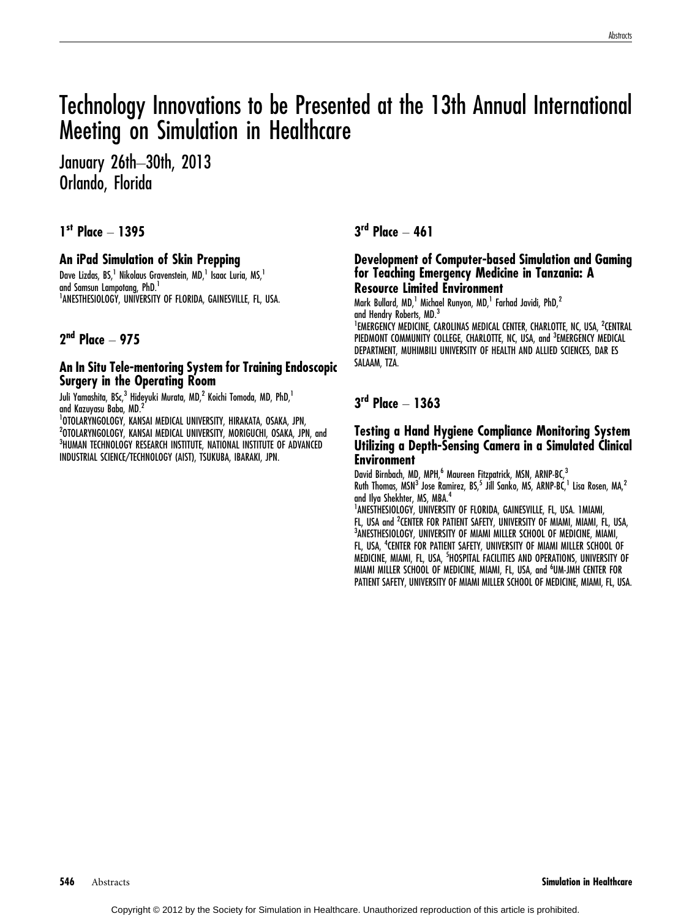# Technology Innovations to be Presented at the 13th Annual International Meeting on Simulation in Healthcare

January 26th–30th, 2013
Orlando, Florida

## 1st Place – 1395

### An iPad Simulation of Skin Prepping

Dave Lizdas, BS,[1] Nikolaus Gravenstein, MD,[1] Isaac Luria, MS,[1] and Samsun Lampotang, PhD.[1]
[1]ANESTHESIOLOGY, UNIVERSITY OF FLORIDA, GAINESVILLE, FL, USA.

## 2nd Place – 975

### An In Situ Tele-mentoring System for Training Endoscopic Surgery in the Operating Room

Juli Yamashita, BSc,[3] Hideyuki Murata, MD,[2] Koichi Tomoda, MD, PhD,[1] and Kazuyasu Baba, MD.[2]
[1]OTOLARYNGOLOGY, KANSAI MEDICAL UNIVERSITY, HIRAKATA, OSAKA, JPN, [2]OTOLARYNGOLOGY, KANSAI MEDICAL UNIVERSITY, MORIGUCHI, OSAKA, JPN, and [3]HUMAN TECHNOLOGY RESEARCH INSTITUTE, NATIONAL INSTITUTE OF ADVANCED INDUSTRIAL SCIENCE/TECHNOLOGY (AIST), TSUKUBA, IBARAKI, JPN.

## 3rd Place – 461

### Development of Computer-based Simulation and Gaming for Teaching Emergency Medicine in Tanzania: A Resource Limited Environment

Mark Bullard, MD,[1] Michael Runyon, MD,[1] Farhad Javidi, PhD,[2] and Hendry Roberts, MD.[3]
[1]EMERGENCY MEDICINE, CAROLINAS MEDICAL CENTER, CHARLOTTE, NC, USA, [2]CENTRAL PIEDMONT COMMUNITY COLLEGE, CHARLOTTE, NC, USA, and [3]EMERGENCY MEDICAL DEPARTMENT, MUHIMBILI UNIVERSITY OF HEALTH AND ALLIED SCIENCES, DAR ES SALAAM, TZA.

## 3rd Place – 1363

### Testing a Hand Hygiene Compliance Monitoring System Utilizing a Depth-Sensing Camera in a Simulated Clinical Environment

David Birnbach, MD, MPH,[6] Maureen Fitzpatrick, MSN, ARNP-BC,[3] Ruth Thomas, MSN[3] Jose Ramirez, BS,[5] Jill Sanko, MS, ARNP-BC,[1] Lisa Rosen, MA,[2] and Ilya Shekhter, MS, MBA.[4]
[1]ANESTHESIOLOGY, UNIVERSITY OF FLORIDA, GAINESVILLE, FL, USA. 1MIAMI, FL, USA and [2]CENTER FOR PATIENT SAFETY, UNIVERSITY OF MIAMI, MIAMI, FL, USA, [3]ANESTHESIOLOGY, UNIVERSITY OF MIAMI MILLER SCHOOL OF MEDICINE, MIAMI, FL, USA, [4]CENTER FOR PATIENT SAFETY, UNIVERSITY OF MIAMI MILLER SCHOOL OF MEDICINE, MIAMI, FL, USA, [5]HOSPITAL FACILITIES AND OPERATIONS, UNIVERSITY OF MIAMI MILLER SCHOOL OF MEDICINE, MIAMI, FL, USA, and [6]UM-JMH CENTER FOR PATIENT SAFETY, UNIVERSITY OF MIAMI MILLER SCHOOL OF MEDICINE, MIAMI, FL, USA.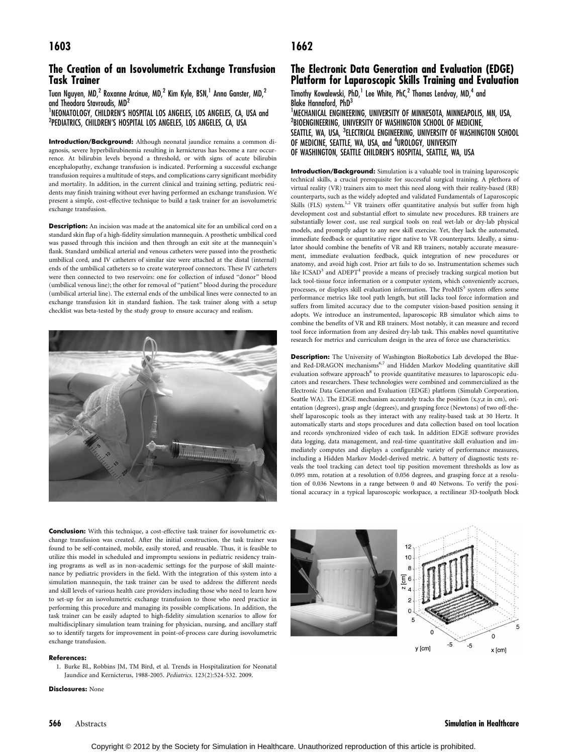## 1603

## The Creation of an Isovolumetric Exchange Transfusion Task Trainer

Tuan Nguyen, MD,[2] Roxanne Arcinue, MD,[2] Kim Kyle, BSN,[1] Anna Ganster, MD,[2] and Theodora Stavroudis, MD[2]

[1]NEONATOLOGY, CHILDREN'S HOSPITAL LOS ANGELES, LOS ANGELES, CA, USA and [2]PEDIATRICS, CHILDREN'S HOSPITAL LOS ANGELES, LOS ANGELES, CA, USA

**Introduction/Background:** Although neonatal jaundice remains a common diagnosis, severe hyperbilirubinemia resulting in kernicterus has become a rare occurrence. At bilirubin levels beyond a threshold, or with signs of acute bilirubin encephalopathy, exchange transfusion is indicated. Performing a successful exchange transfusion requires a multitude of steps, and complications carry significant morbidity and mortality. In addition, in the current clinical and training setting, pediatric residents may finish training without ever having performed an exchange transfusion. We present a simple, cost-effective technique to build a task trainer for an isovolumetric exchange transfusion.

**Description:** An incision was made at the anatomical site for an umbilical cord on a standard skin flap of a high-fidelity simulation mannequin. A prosthetic umbilical cord was passed through this incision and then through an exit site at the mannequin's flank. Standard umbilical arterial and venous catheters were passed into the prosthetic umbilical cord, and IV catheters of similar size were attached at the distal (internal) ends of the umbilical catheters so to create waterproof connectors. These IV catheters were then connected to two reservoirs: one for collection of infused "donor" blood (umbilical venous line); the other for removal of "patient" blood during the procedure (umbilical arterial line). The external ends of the umbilical lines were connected to an exchange transfusion kit in standard fashion. The task trainer along with a setup checklist was beta-tested by the study group to ensure accuracy and realism.

**Conclusion:** With this technique, a cost-effective task trainer for isovolumetric exchange transfusion was created. After the initial construction, the task trainer was found to be self-contained, mobile, easily stored, and reusable. Thus, it is feasible to utilize this model in scheduled and impromptu sessions in pediatric residency training programs as well as in non-academic settings for the purpose of skill maintenance by pediatric providers in the field. With the integration of this system into a simulation mannequin, the task trainer can be used to address the different needs and skill levels of various health care providers including those who need to learn how to set-up for an isovolumetric exchange transfusion to those who need practice in performing this procedure and managing its possible complications. In addition, the task trainer can be easily adapted to high-fidelity simulation scenarios to allow for multidisciplinary simulation team training for physician, nursing, and ancillary staff so to identify targets for improvement in point-of-process care during isovolumetric exchange transfusion.

**References:**

1. Burke BL, Robbins JM, TM Bird, et al. Trends in Hospitalization for Neonatal Jaundice and Kernicterus, 1988-2005. *Pediatrics.* 123(2):524-532. 2009.

**Disclosures:** None

## 1662

## The Electronic Data Generation and Evaluation (EDGE) Platform for Laparoscopic Skills Training and Evaluation

Timothy Kowalewski, PhD,[1] Lee White, PhC,[2] Thomas Lendvay, MD,[4] and Blake Hannaford, PhD[3]

[1]MECHANICAL ENGINEERING, UNIVERSITY OF MINNESOTA, MINNEAPOLIS, MN, USA, [2]BIOENGINEERING, UNIVERSITY OF WASHINGTON SCHOOL OF MEDICINE, SEATTLE, WA, USA, [3]ELECTRICAL ENGINEERING, UNIVERSITY OF WASHINGTON SCHOOL OF MEDICINE, SEATTLE, WA, USA, and [4]UROLOGY, UNIVERSITY OF WASHINGTON, SEATTLE CHILDREN'S HOSPITAL, SEATTLE, WA, USA

**Introduction/Background:** Simulation is a valuable tool in training laparoscopic technical skills, a crucial prerequisite for successful surgical training. A plethora of virtual reality (VR) trainers aim to meet this need along with their reality-based (RB) counterparts, such as the widely adopted and validated Fundamentals of Laparoscopic Skills (FLS) system.[1,2] VR trainers offer quantitative analysis but suffer from high development cost and substantial effort to simulate new procedures. RB trainers are substantially lower cost, use real surgical tools on real wet-lab or dry-lab physical models, and promptly adapt to any new skill exercise. Yet, they lack the automated, immediate feedback or quantitative rigor native to VR counterparts. Ideally, a simulator should combine the benefits of VR and RB trainers, notably accurate measurement, immediate quantitative feedback, quick integration of new procedures or anatomy, and avoid high cost. Prior art fails to do so. Instrumentation schemes such like ICSAD[3] and ADEPT[4] provide a means of precisely tracking surgical motion but lack tool-tissue force information or a computer system, which conveniently accrues, processes, or displays skill evaluation information. The ProMIS[5] system offers some performance metrics like tool path length, but still lacks tool force information and suffers from limited accuracy due to the computer vision-based position sensing it adopts. We introduce an instrumented, laparoscopic RB simulator which aims to combine the benefits of VR and RB trainers. Most notably, it can measure and record tool force information from any desired dry-lab task. This enables novel quantitative research for metrics and curriculum design in the area of force use characteristics.

**Description:** The University of Washington BioRobotics Lab developed the Blue- and Red-DRAGON mechanisms[6,7] and Hidden Markov Modeling quantitative skill evaluation software approach[8] to provide quantitative measures to laparoscopic educators and researchers. These technologies were combined and commercialized as the Electronic Data Generation and Evaluation (EDGE) platform (Simulab Corporation, Seattle WA). The EDGE mechanism accurately tracks the position (x,y,z in cm), orientation (degrees), grasp angle (degrees), and grasping force (Newtons) of two off-the-shelf laparoscopic tools as they interact with any reality-based task at 30 Hertz. It automatically starts and stops procedures and data collection based on tool location and records synchronized video of each task. In addition EDGE software provides data logging, data management, and real-time quantitative skill evaluation and immediately computes and displays a configurable variety of performance measures, including a Hidden Markov Model-derived metric. A battery of diagnostic tests reveals the tool tracking can detect tool tip position movement thresholds as low as 0.095 mm, rotation at a resolution of 0.056 degrees, and grasping force at a resolution of 0.036 Newtons in a range between 0 and 40 Netwons. To verify the positional accuracy in a typical laparoscopic workspace, a rectilinear 3D-toolpath block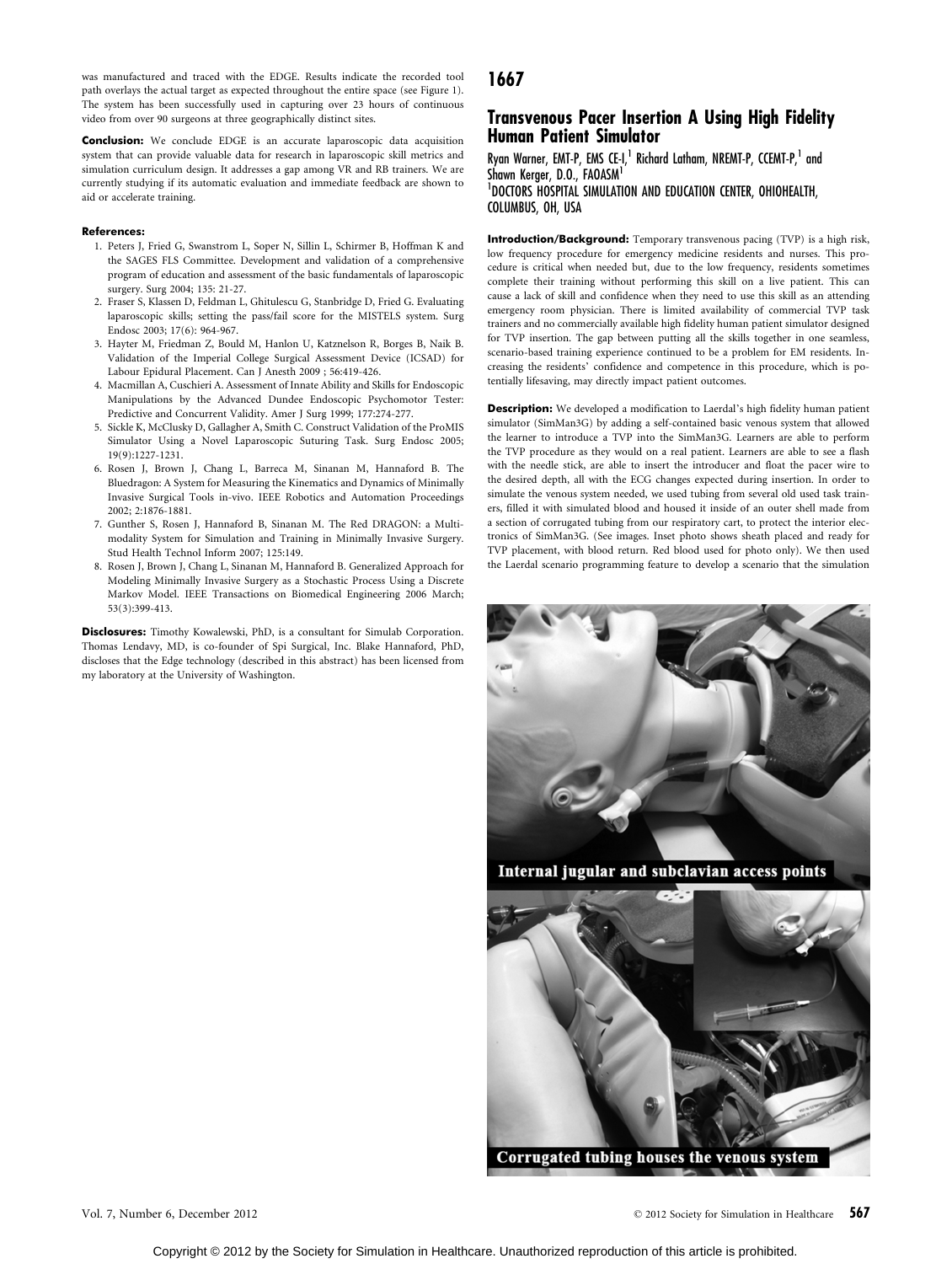was manufactured and traced with the EDGE. Results indicate the recorded tool path overlays the actual target as expected throughout the entire space (see Figure 1). The system has been successfully used in capturing over 23 hours of continuous video from over 90 surgeons at three geographically distinct sites.

**Conclusion:** We conclude EDGE is an accurate laparoscopic data acquisition system that can provide valuable data for research in laparoscopic skill metrics and simulation curriculum design. It addresses a gap among VR and RB trainers. We are currently studying if its automatic evaluation and immediate feedback are shown to aid or accelerate training.

**References:**

1. Peters J, Fried G, Swanstrom L, Soper N, Sillin L, Schirmer B, Hoffman K and the SAGES FLS Committee. Development and validation of a comprehensive program of education and assessment of the basic fundamentals of laparoscopic surgery. Surg 2004; 135: 21-27.
2. Fraser S, Klassen D, Feldman L, Ghitulescu G, Stanbridge D, Fried G. Evaluating laparoscopic skills; setting the pass/fail score for the MISTELS system. Surg Endosc 2003; 17(6): 964-967.
3. Hayter M, Friedman Z, Bould M, Hanlon U, Katznelson R, Borges B, Naik B. Validation of the Imperial College Surgical Assessment Device (ICSAD) for Labour Epidural Placement. Can J Anesth 2009 ; 56:419-426.
4. Macmillan A, Cuschieri A. Assessment of Innate Ability and Skills for Endoscopic Manipulations by the Advanced Dundee Endoscopic Psychomotor Tester: Predictive and Concurrent Validity. Amer J Surg 1999; 177:274-277.
5. Sickle K, McClusky D, Gallagher A, Smith C. Construct Validation of the ProMIS Simulator Using a Novel Laparoscopic Suturing Task. Surg Endosc 2005; 19(9):1227-1231.
6. Rosen J, Brown J, Chang L, Barreca M, Sinanan M, Hannaford B. The Bluedragon: A System for Measuring the Kinematics and Dynamics of Minimally Invasive Surgical Tools in-vivo. IEEE Robotics and Automation Proceedings 2002; 2:1876-1881.
7. Gunther S, Rosen J, Hannaford B, Sinanan M. The Red DRAGON: a Multi-modality System for Simulation and Training in Minimally Invasive Surgery. Stud Health Technol Inform 2007; 125:149.
8. Rosen J, Brown J, Chang L, Sinanan M, Hannaford B. Generalized Approach for Modeling Minimally Invasive Surgery as a Stochastic Process Using a Discrete Markov Model. IEEE Transactions on Biomedical Engineering 2006 March; 53(3):399-413.

**Disclosures:** Timothy Kowalewski, PhD, is a consultant for Simulab Corporation. Thomas Lendavy, MD, is co-founder of Spi Surgical, Inc. Blake Hannaford, PhD, discloses that the Edge technology (described in this abstract) has been licensed from my laboratory at the University of Washington.

## 1667

## Transvenous Pacer Insertion A Using High Fidelity Human Patient Simulator

Ryan Warner, EMT-P, EMS CE-I,[1] Richard Latham, NREMT-P, CCEMT-P,[1] and Shawn Kerger, D.O., FAOASM[1]

[1]DOCTORS HOSPITAL SIMULATION AND EDUCATION CENTER, OHIOHEALTH, COLUMBUS, OH, USA

**Introduction/Background:** Temporary transvenous pacing (TVP) is a high risk, low frequency procedure for emergency medicine residents and nurses. This procedure is critical when needed but, due to the low frequency, residents sometimes complete their training without performing this skill on a live patient. This can cause a lack of skill and confidence when they need to use this skill as an attending emergency room physician. There is limited availability of commercial TVP task trainers and no commercially available high fidelity human patient simulator designed for TVP insertion. The gap between putting all the skills together in one seamless, scenario-based training experience continued to be a problem for EM residents. Increasing the residents' confidence and competence in this procedure, which is potentially lifesaving, may directly impact patient outcomes.

**Description:** We developed a modification to Laerdal's high fidelity human patient simulator (SimMan3G) by adding a self-contained basic venous system that allowed the learner to introduce a TVP into the SimMan3G. Learners are able to perform the TVP procedure as they would on a real patient. Learners are able to see a flash with the needle stick, are able to insert the introducer and float the pacer wire to the desired depth, all with the ECG changes expected during insertion. In order to simulate the venous system needed, we used tubing from several old used task trainers, filled it with simulated blood and housed it inside of an outer shell made from a section of corrugated tubing from our respiratory cart, to protect the interior electronics of SimMan3G. (See images. Inset photo shows sheath placed and ready for TVP placement, with blood return. Red blood used for photo only). We then used the Laerdal scenario programming feature to develop a scenario that the simulation

Internal jugular and subclavian access points

Corrugated tubing houses the venous system